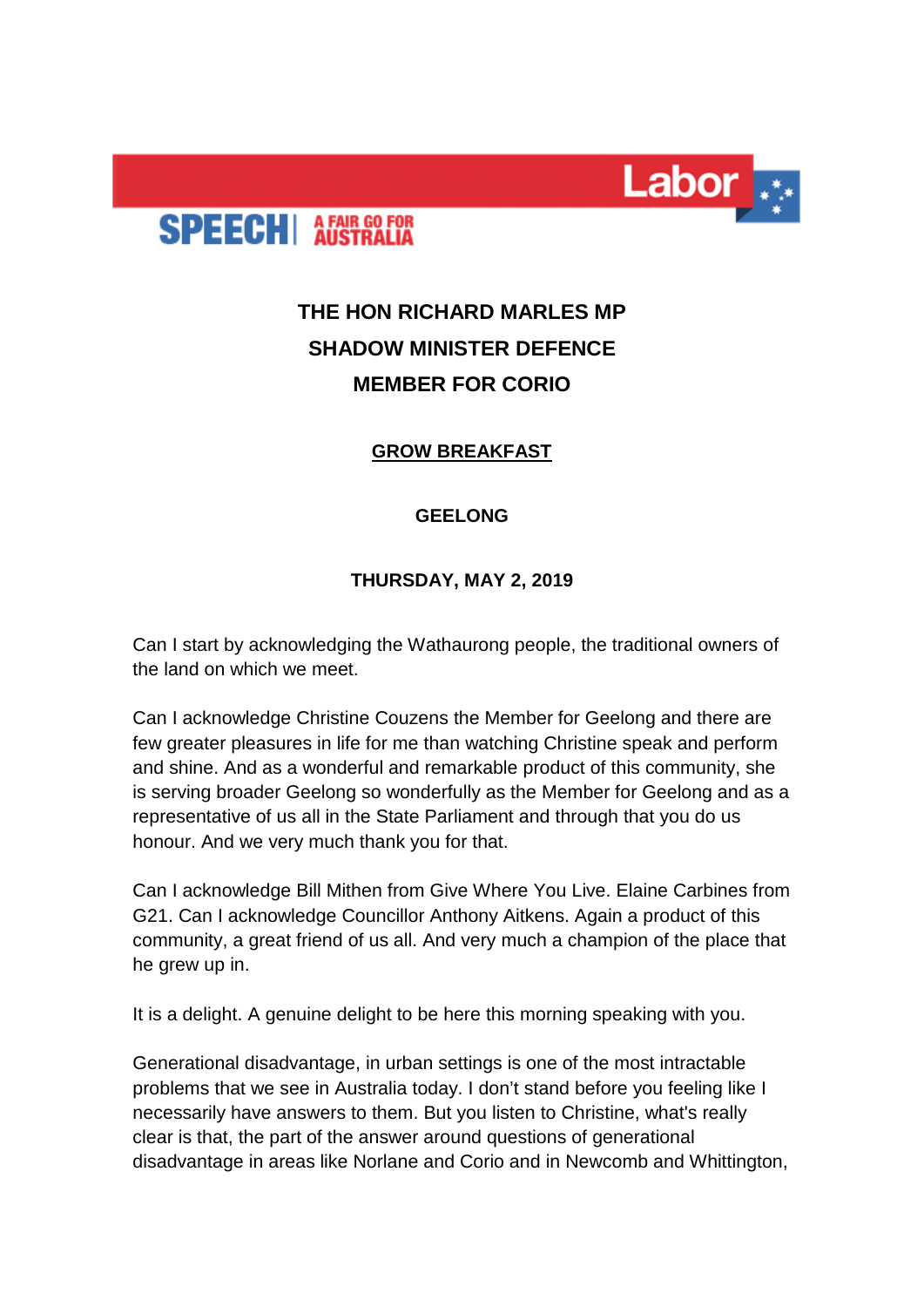SPEECH | A FAIR GO FOR AUSTRALIA

Labor

# THE HON RICHARD MARLES MP
## SHADOW MINISTER DEFENCE
## MEMBER FOR CORIO

**GROW BREAKFAST**

**GEELONG**

**THURSDAY, MAY 2, 2019**

Can I start by acknowledging the Wathaurong people, the traditional owners of the land on which we meet.

Can I acknowledge Christine Couzens the Member for Geelong and there are few greater pleasures in life for me than watching Christine speak and perform and shine. And as a wonderful and remarkable product of this community, she is serving broader Geelong so wonderfully as the Member for Geelong and as a representative of us all in the State Parliament and through that you do us honour. And we very much thank you for that.

Can I acknowledge Bill Mithen from Give Where You Live. Elaine Carbines from G21. Can I acknowledge Councillor Anthony Aitkens. Again a product of this community, a great friend of us all. And very much a champion of the place that he grew up in.

It is a delight. A genuine delight to be here this morning speaking with you.

Generational disadvantage, in urban settings is one of the most intractable problems that we see in Australia today. I don't stand before you feeling like I necessarily have answers to them. But you listen to Christine, what's really clear is that, the part of the answer around questions of generational disadvantage in areas like Norlane and Corio and in Newcomb and Whittington,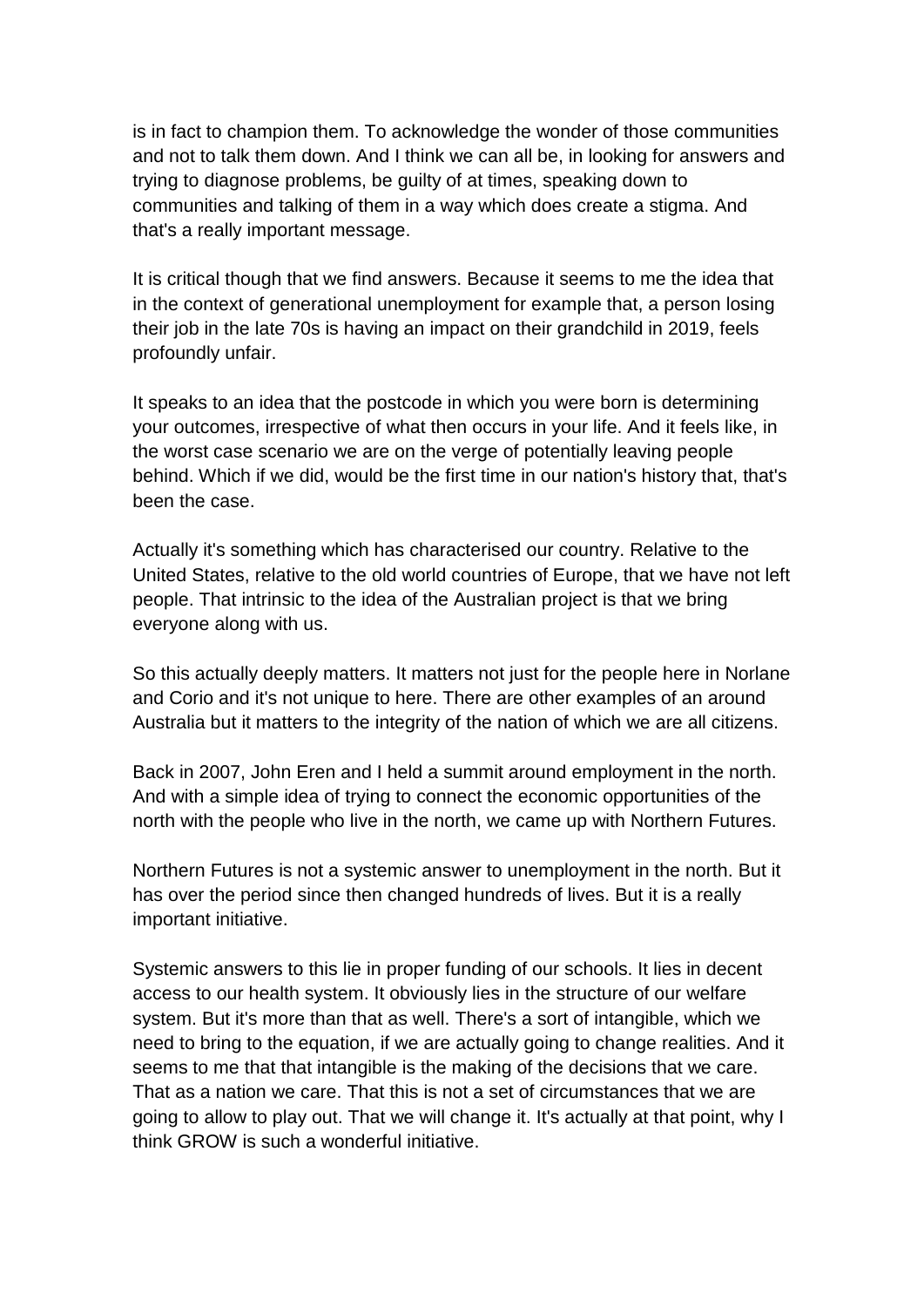is in fact to champion them. To acknowledge the wonder of those communities and not to talk them down. And I think we can all be, in looking for answers and trying to diagnose problems, be guilty of at times, speaking down to communities and talking of them in a way which does create a stigma. And that's a really important message.

It is critical though that we find answers. Because it seems to me the idea that in the context of generational unemployment for example that, a person losing their job in the late 70s is having an impact on their grandchild in 2019, feels profoundly unfair.

It speaks to an idea that the postcode in which you were born is determining your outcomes, irrespective of what then occurs in your life. And it feels like, in the worst case scenario we are on the verge of potentially leaving people behind. Which if we did, would be the first time in our nation's history that, that's been the case.

Actually it's something which has characterised our country. Relative to the United States, relative to the old world countries of Europe, that we have not left people. That intrinsic to the idea of the Australian project is that we bring everyone along with us.

So this actually deeply matters. It matters not just for the people here in Norlane and Corio and it's not unique to here. There are other examples of an around Australia but it matters to the integrity of the nation of which we are all citizens.

Back in 2007, John Eren and I held a summit around employment in the north. And with a simple idea of trying to connect the economic opportunities of the north with the people who live in the north, we came up with Northern Futures.

Northern Futures is not a systemic answer to unemployment in the north. But it has over the period since then changed hundreds of lives. But it is a really important initiative.

Systemic answers to this lie in proper funding of our schools. It lies in decent access to our health system. It obviously lies in the structure of our welfare system. But it's more than that as well. There's a sort of intangible, which we need to bring to the equation, if we are actually going to change realities. And it seems to me that that intangible is the making of the decisions that we care. That as a nation we care. That this is not a set of circumstances that we are going to allow to play out. That we will change it. It's actually at that point, why I think GROW is such a wonderful initiative.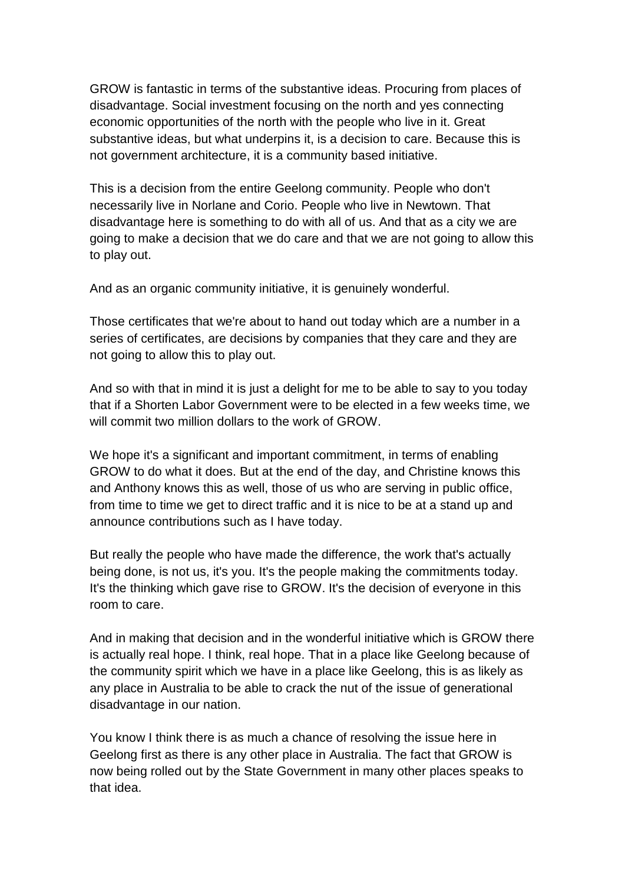GROW is fantastic in terms of the substantive ideas. Procuring from places of disadvantage. Social investment focusing on the north and yes connecting economic opportunities of the north with the people who live in it. Great substantive ideas, but what underpins it, is a decision to care. Because this is not government architecture, it is a community based initiative.

This is a decision from the entire Geelong community. People who don't necessarily live in Norlane and Corio. People who live in Newtown. That disadvantage here is something to do with all of us. And that as a city we are going to make a decision that we do care and that we are not going to allow this to play out.

And as an organic community initiative, it is genuinely wonderful.

Those certificates that we're about to hand out today which are a number in a series of certificates, are decisions by companies that they care and they are not going to allow this to play out.

And so with that in mind it is just a delight for me to be able to say to you today that if a Shorten Labor Government were to be elected in a few weeks time, we will commit two million dollars to the work of GROW.

We hope it's a significant and important commitment, in terms of enabling GROW to do what it does. But at the end of the day, and Christine knows this and Anthony knows this as well, those of us who are serving in public office, from time to time we get to direct traffic and it is nice to be at a stand up and announce contributions such as I have today.

But really the people who have made the difference, the work that's actually being done, is not us, it's you. It's the people making the commitments today. It's the thinking which gave rise to GROW. It's the decision of everyone in this room to care.

And in making that decision and in the wonderful initiative which is GROW there is actually real hope. I think, real hope. That in a place like Geelong because of the community spirit which we have in a place like Geelong, this is as likely as any place in Australia to be able to crack the nut of the issue of generational disadvantage in our nation.

You know I think there is as much a chance of resolving the issue here in Geelong first as there is any other place in Australia. The fact that GROW is now being rolled out by the State Government in many other places speaks to that idea.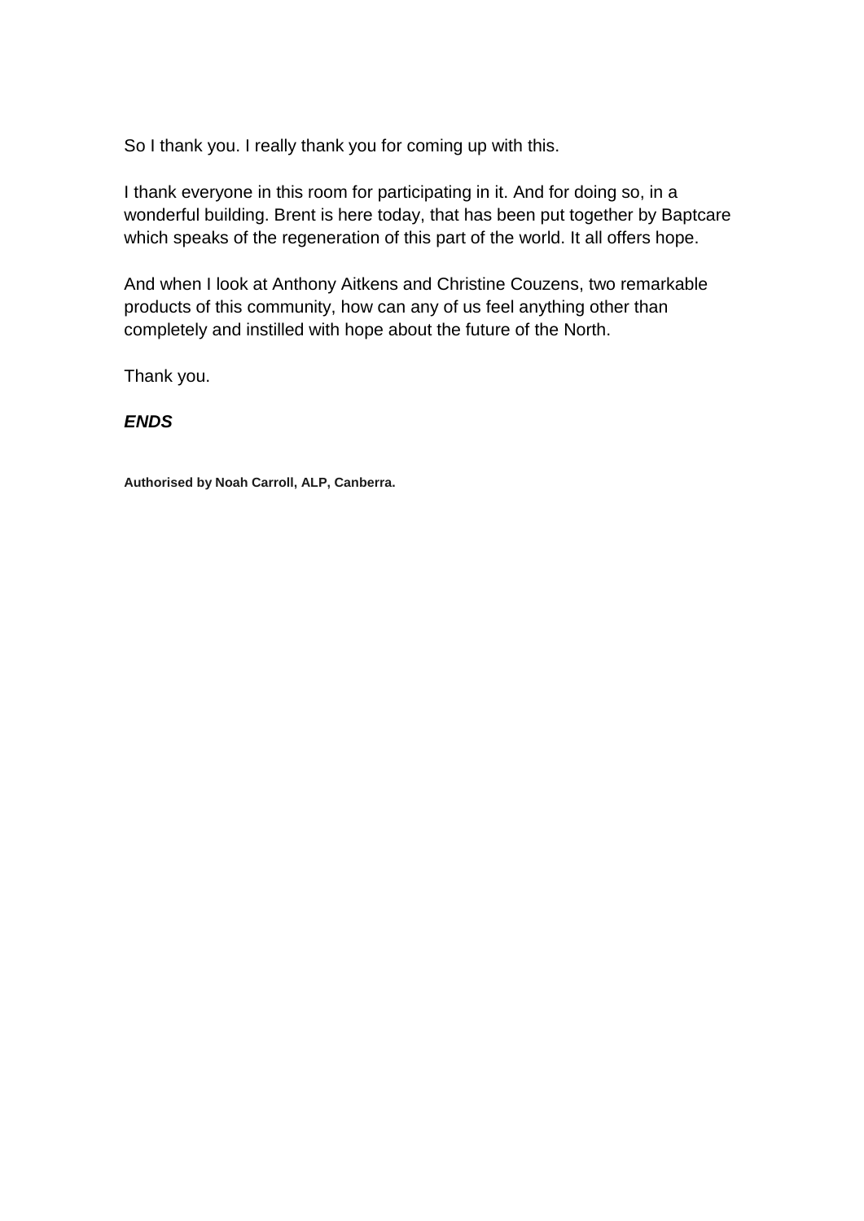So I thank you. I really thank you for coming up with this.

I thank everyone in this room for participating in it. And for doing so, in a wonderful building. Brent is here today, that has been put together by Baptcare which speaks of the regeneration of this part of the world. It all offers hope.

And when I look at Anthony Aitkens and Christine Couzens, two remarkable products of this community, how can any of us feel anything other than completely and instilled with hope about the future of the North.

Thank you.

***ENDS***

**Authorised by Noah Carroll, ALP, Canberra.**